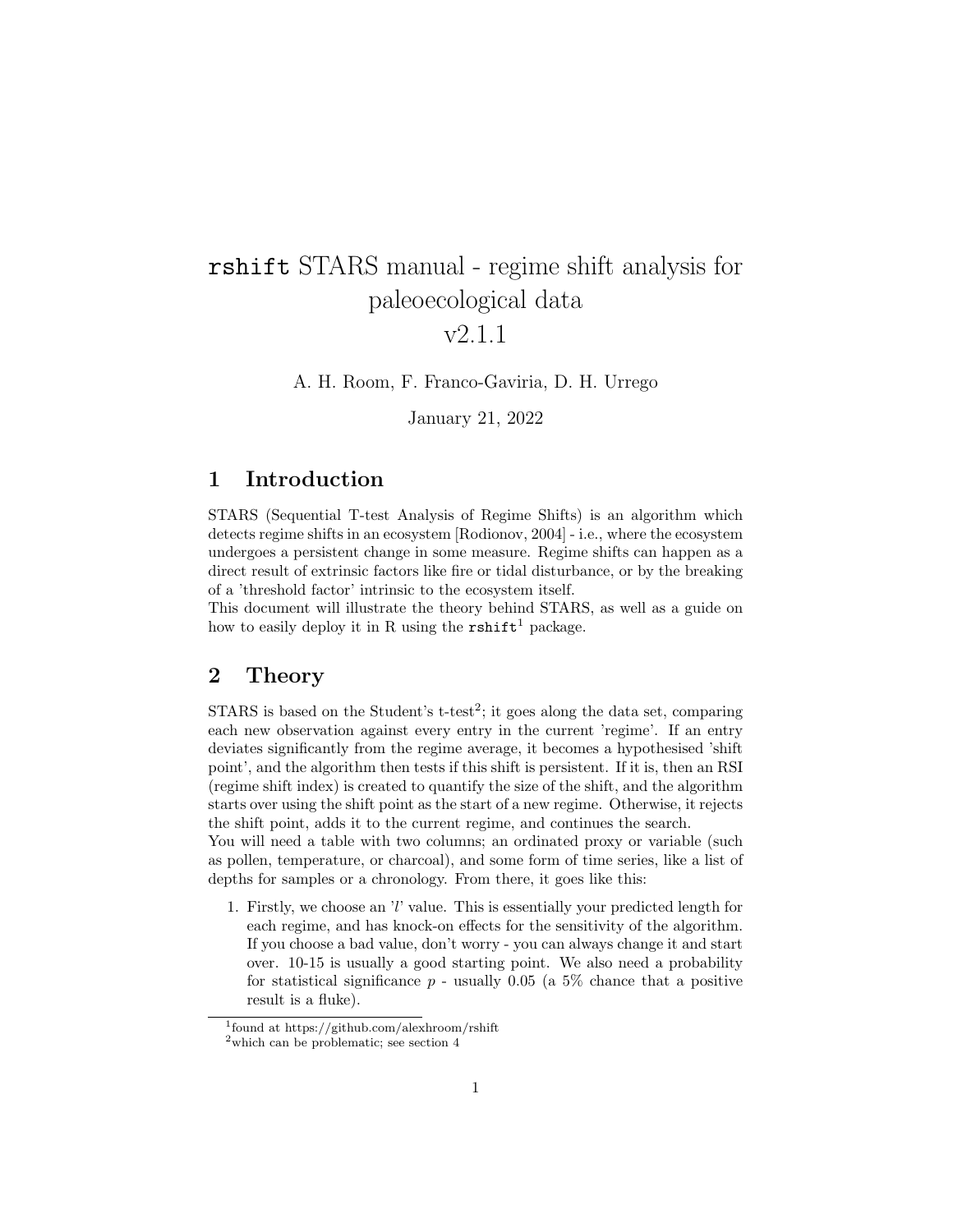# `rshift` STARS manual - regime shift analysis for paleoecological data v2.1.1

A. H. Room, F. Franco-Gaviria, D. H. Urrego

January 21, 2022

## 1 Introduction

STARS (Sequential T-test Analysis of Regime Shifts) is an algorithm which detects regime shifts in an ecosystem [Rodionov, 2004] - i.e., where the ecosystem undergoes a persistent change in some measure. Regime shifts can happen as a direct result of extrinsic factors like fire or tidal disturbance, or by the breaking of a 'threshold factor' intrinsic to the ecosystem itself.

This document will illustrate the theory behind STARS, as well as a guide on how to easily deploy it in R using the `rshift`[1] package.

## 2 Theory

STARS is based on the Student's t-test[2]; it goes along the data set, comparing each new observation against every entry in the current 'regime'. If an entry deviates significantly from the regime average, it becomes a hypothesised 'shift point', and the algorithm then tests if this shift is persistent. If it is, then an RSI (regime shift index) is created to quantify the size of the shift, and the algorithm starts over using the shift point as the start of a new regime. Otherwise, it rejects the shift point, adds it to the current regime, and continues the search.

You will need a table with two columns; an ordinated proxy or variable (such as pollen, temperature, or charcoal), and some form of time series, like a list of depths for samples or a chronology. From there, it goes like this:

1. Firstly, we choose an '$l$' value. This is essentially your predicted length for each regime, and has knock-on effects for the sensitivity of the algorithm. If you choose a bad value, don't worry - you can always change it and start over. 10-15 is usually a good starting point. We also need a probability for statistical significance $p$ - usually 0.05 (a 5% chance that a positive result is a fluke).

---

[1] found at https://github.com/alexhroom/rshift

[2] which can be problematic; see section 4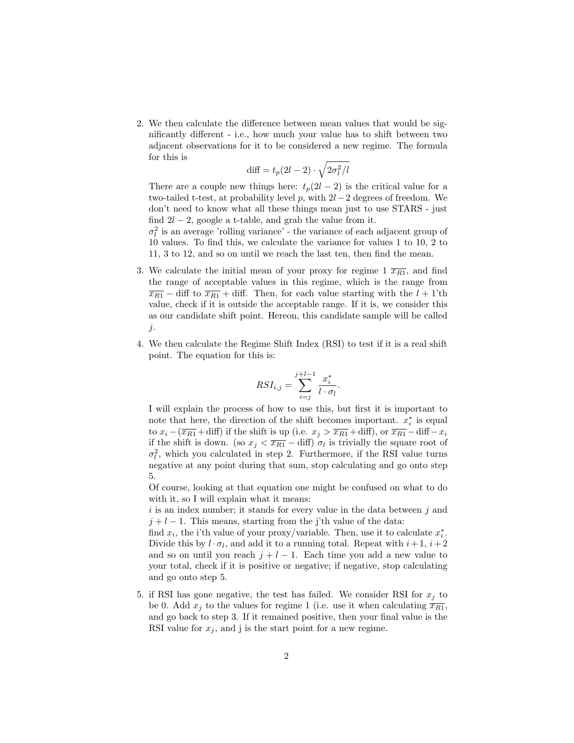2. We then calculate the difference between mean values that would be significantly different - i.e., how much your value has to shift between two adjacent observations for it to be considered a new regime. The formula for this is

$$\text{diff} = t_p(2l-2) \cdot \sqrt{2\sigma_l^2/l}$$

There are a couple new things here: $t_p(2l-2)$ is the critical value for a two-tailed t-test, at probability level $p$, with $2l-2$ degrees of freedom. We don't need to know what all these things mean just to use STARS - just find $2l-2$, google a t-table, and grab the value from it.

$\sigma_l^2$ is an average 'rolling variance' - the variance of each adjacent group of 10 values. To find this, we calculate the variance for values 1 to 10, 2 to 11, 3 to 12, and so on until we reach the last ten, then find the mean.

3. We calculate the initial mean of your proxy for regime 1 $\overline{x_{R1}}$, and find the range of acceptable values in this regime, which is the range from $\overline{x_{R1}} - \text{diff}$ to $\overline{x_{R1}} + \text{diff}$. Then, for each value starting with the $l+1$'th value, check if it is outside the acceptable range. If it is, we consider this as our candidate shift point. Hereon, this candidate sample will be called $j$.

4. We then calculate the Regime Shift Index (RSI) to test if it is a real shift point. The equation for this is:

$$RSI_{i,j} = \sum_{i=j}^{j+l-1} \frac{x_i^*}{l \cdot \sigma_l}.$$

I will explain the process of how to use this, but first it is important to note that here, the direction of the shift becomes important. $x_i^*$ is equal to $x_i - (\overline{x_{R1}} + \text{diff})$ if the shift is up (i.e. $x_j > \overline{x_{R1}} + \text{diff}$), or $\overline{x_{R1}} - \text{diff} - x_i$ if the shift is down. (so $x_j < \overline{x_{R1}} - \text{diff}$) $\sigma_l$ is trivially the square root of $\sigma_l^2$, which you calculated in step 2. Furthermore, if the RSI value turns negative at any point during that sum, stop calculating and go onto step 5.

Of course, looking at that equation one might be confused on what to do with it, so I will explain what it means:

$i$ is an index number; it stands for every value in the data between $j$ and $j+l-1$. This means, starting from the j'th value of the data:

find $x_i$, the i'th value of your proxy/variable. Then, use it to calculate $x_i^*$. Divide this by $l \cdot \sigma_l$, and add it to a running total. Repeat with $i+1$, $i+2$ and so on until you reach $j+l-1$. Each time you add a new value to your total, check if it is positive or negative; if negative, stop calculating and go onto step 5.

5. if RSI has gone negative, the test has failed. We consider RSI for $x_j$ to be 0. Add $x_j$ to the values for regime 1 (i.e. use it when calculating $\overline{x_{R1}}$, and go back to step 3. If it remained positive, then your final value is the RSI value for $x_j$, and j is the start point for a new regime.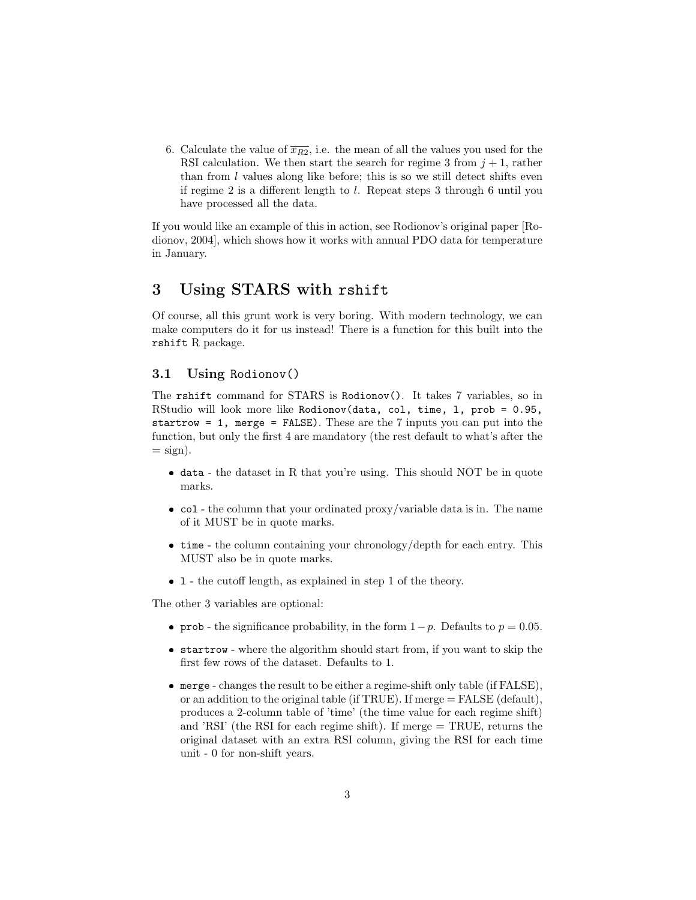6. Calculate the value of $\overline{x_{R2}}$, i.e. the mean of all the values you used for the RSI calculation. We then start the search for regime 3 from $j+1$, rather than from $l$ values along like before; this is so we still detect shifts even if regime 2 is a different length to $l$. Repeat steps 3 through 6 until you have processed all the data.

If you would like an example of this in action, see Rodionov's original paper [Rodionov, 2004], which shows how it works with annual PDO data for temperature in January.

# 3 Using STARS with `rshift`

Of course, all this grunt work is very boring. With modern technology, we can make computers do it for us instead! There is a function for this built into the `rshift` R package.

## 3.1 Using `Rodionov()`

The `rshift` command for STARS is `Rodionov()`. It takes 7 variables, so in RStudio will look more like `Rodionov(data, col, time, l, prob = 0.95, startrow = 1, merge = FALSE)`. These are the 7 inputs you can put into the function, but only the first 4 are mandatory (the rest default to what's after the = sign).

- `data` - the dataset in R that you're using. This should NOT be in quote marks.
- `col` - the column that your ordinated proxy/variable data is in. The name of it MUST be in quote marks.
- `time` - the column containing your chronology/depth for each entry. This MUST also be in quote marks.
- `l` - the cutoff length, as explained in step 1 of the theory.

The other 3 variables are optional:

- `prob` - the significance probability, in the form $1-p$. Defaults to $p = 0.05$.
- `startrow` - where the algorithm should start from, if you want to skip the first few rows of the dataset. Defaults to 1.
- `merge` - changes the result to be either a regime-shift only table (if FALSE), or an addition to the original table (if TRUE). If merge = FALSE (default), produces a 2-column table of 'time' (the time value for each regime shift) and 'RSI' (the RSI for each regime shift). If merge = TRUE, returns the original dataset with an extra RSI column, giving the RSI for each time unit - 0 for non-shift years.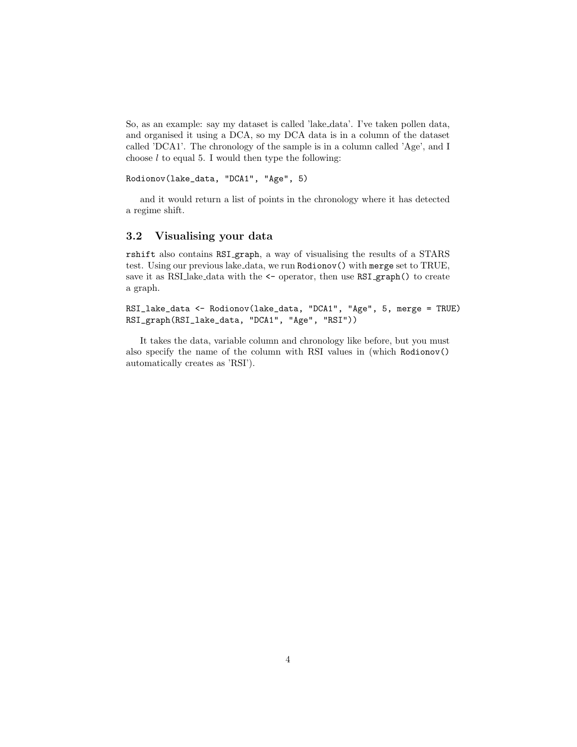So, as an example: say my dataset is called 'lake_data'. I've taken pollen data, and organised it using a DCA, so my DCA data is in a column of the dataset called 'DCA1'. The chronology of the sample is in a column called 'Age', and I choose $l$ to equal 5. I would then type the following:

```
Rodionov(lake_data, "DCA1", "Age", 5)
```

and it would return a list of points in the chronology where it has detected a regime shift.

### 3.2 Visualising your data

`rshift` also contains `RSI_graph`, a way of visualising the results of a STARS test. Using our previous lake_data, we run `Rodionov()` with `merge` set to TRUE, save it as RSI_lake_data with the `<-` operator, then use `RSI_graph()` to create a graph.

```
RSI_lake_data <- Rodionov(lake_data, "DCA1", "Age", 5, merge = TRUE)
RSI_graph(RSI_lake_data, "DCA1", "Age", "RSI"))
```

It takes the data, variable column and chronology like before, but you must also specify the name of the column with RSI values in (which `Rodionov()` automatically creates as 'RSI').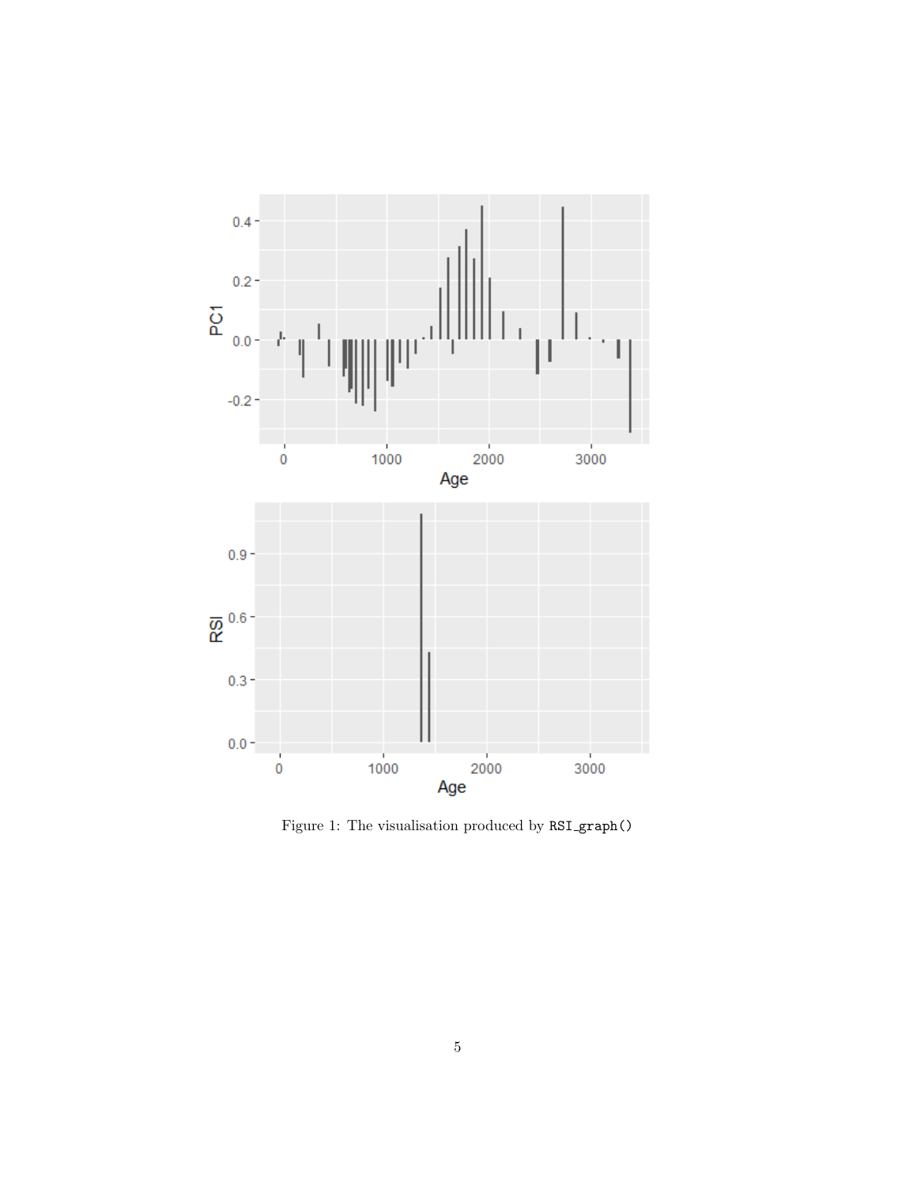Figure 1: The visualisation produced by `RSI_graph()`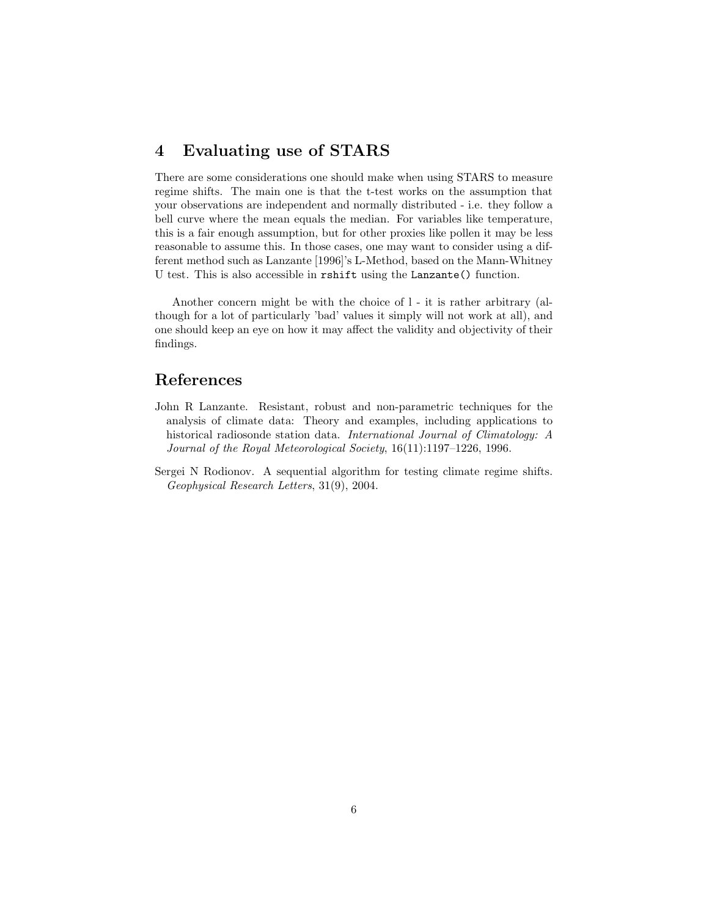## 4 Evaluating use of STARS

There are some considerations one should make when using STARS to measure regime shifts. The main one is that the t-test works on the assumption that your observations are independent and normally distributed - i.e. they follow a bell curve where the mean equals the median. For variables like temperature, this is a fair enough assumption, but for other proxies like pollen it may be less reasonable to assume this. In those cases, one may want to consider using a different method such as Lanzante [1996]'s L-Method, based on the Mann-Whitney U test. This is also accessible in `rshift` using the `Lanzante()` function.

Another concern might be with the choice of l - it is rather arbitrary (although for a lot of particularly 'bad' values it simply will not work at all), and one should keep an eye on how it may affect the validity and objectivity of their findings.

## References

John R Lanzante. Resistant, robust and non-parametric techniques for the analysis of climate data: Theory and examples, including applications to historical radiosonde station data. *International Journal of Climatology: A Journal of the Royal Meteorological Society*, 16(11):1197–1226, 1996.

Sergei N Rodionov. A sequential algorithm for testing climate regime shifts. *Geophysical Research Letters*, 31(9), 2004.